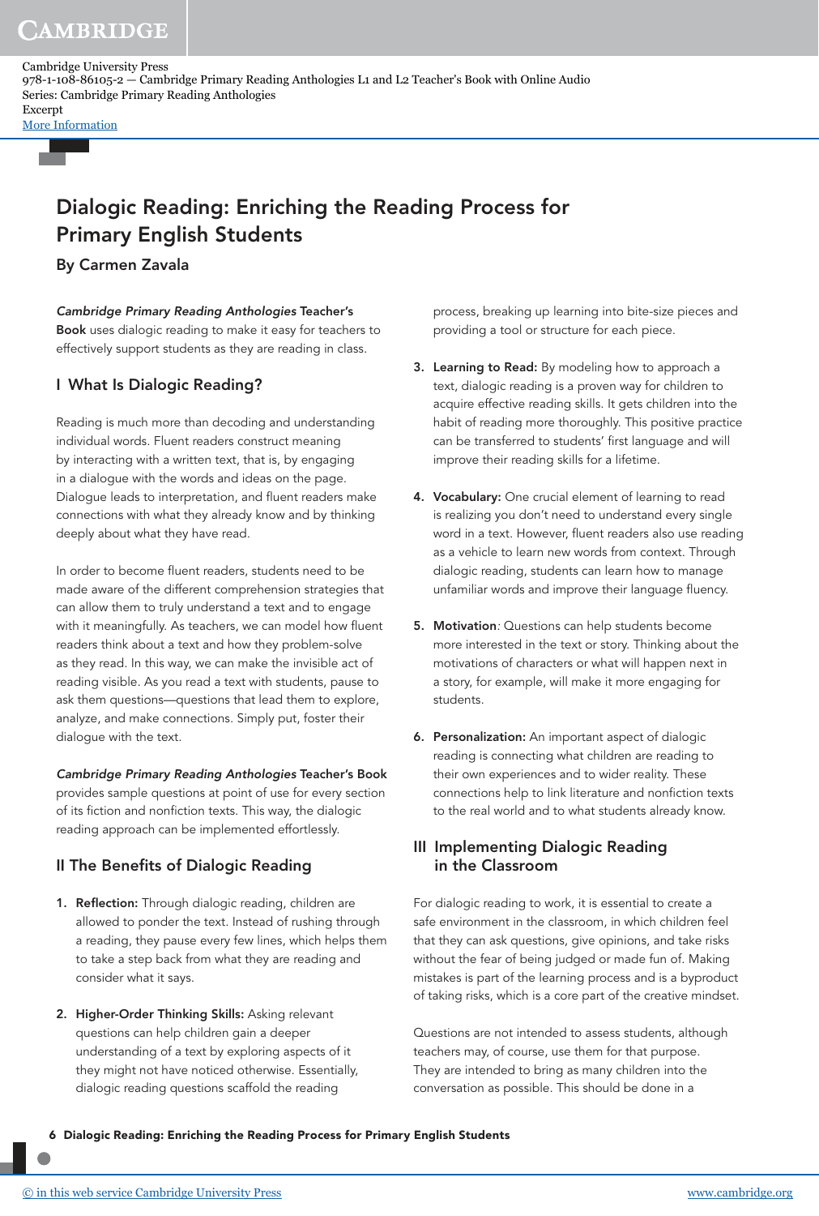# Dialogic Reading: Enriching the Reading Process for Primary English Students

**By Carmen Zavala**

***Cambridge Primary Reading Anthologies* Teacher's Book** uses dialogic reading to make it easy for teachers to effectively support students as they are reading in class.

## I What Is Dialogic Reading?

Reading is much more than decoding and understanding individual words. Fluent readers construct meaning by interacting with a written text, that is, by engaging in a dialogue with the words and ideas on the page. Dialogue leads to interpretation, and fluent readers make connections with what they already know and by thinking deeply about what they have read.

In order to become fluent readers, students need to be made aware of the different comprehension strategies that can allow them to truly understand a text and to engage with it meaningfully. As teachers, we can model how fluent readers think about a text and how they problem-solve as they read. In this way, we can make the invisible act of reading visible. As you read a text with students, pause to ask them questions—questions that lead them to explore, analyze, and make connections. Simply put, foster their dialogue with the text.

***Cambridge Primary Reading Anthologies* Teacher's Book** provides sample questions at point of use for every section of its fiction and nonfiction texts. This way, the dialogic reading approach can be implemented effortlessly.

## II The Benefits of Dialogic Reading

1. **Reflection:** Through dialogic reading, children are allowed to ponder the text. Instead of rushing through a reading, they pause every few lines, which helps them to take a step back from what they are reading and consider what it says.

2. **Higher-Order Thinking Skills:** Asking relevant questions can help children gain a deeper understanding of a text by exploring aspects of it they might not have noticed otherwise. Essentially, dialogic reading questions scaffold the reading process, breaking up learning into bite-size pieces and providing a tool or structure for each piece.

3. **Learning to Read:** By modeling how to approach a text, dialogic reading is a proven way for children to acquire effective reading skills. It gets children into the habit of reading more thoroughly. This positive practice can be transferred to students' first language and will improve their reading skills for a lifetime.

4. **Vocabulary:** One crucial element of learning to read is realizing you don't need to understand every single word in a text. However, fluent readers also use reading as a vehicle to learn new words from context. Through dialogic reading, students can learn how to manage unfamiliar words and improve their language fluency.

5. **Motivation***:* Questions can help students become more interested in the text or story. Thinking about the motivations of characters or what will happen next in a story, for example, will make it more engaging for students.

6. **Personalization:** An important aspect of dialogic reading is connecting what children are reading to their own experiences and to wider reality. These connections help to link literature and nonfiction texts to the real world and to what students already know.

## III Implementing Dialogic Reading in the Classroom

For dialogic reading to work, it is essential to create a safe environment in the classroom, in which children feel that they can ask questions, give opinions, and take risks without the fear of being judged or made fun of. Making mistakes is part of the learning process and is a byproduct of taking risks, which is a core part of the creative mindset.

Questions are not intended to assess students, although teachers may, of course, use them for that purpose. They are intended to bring as many children into the conversation as possible. This should be done in a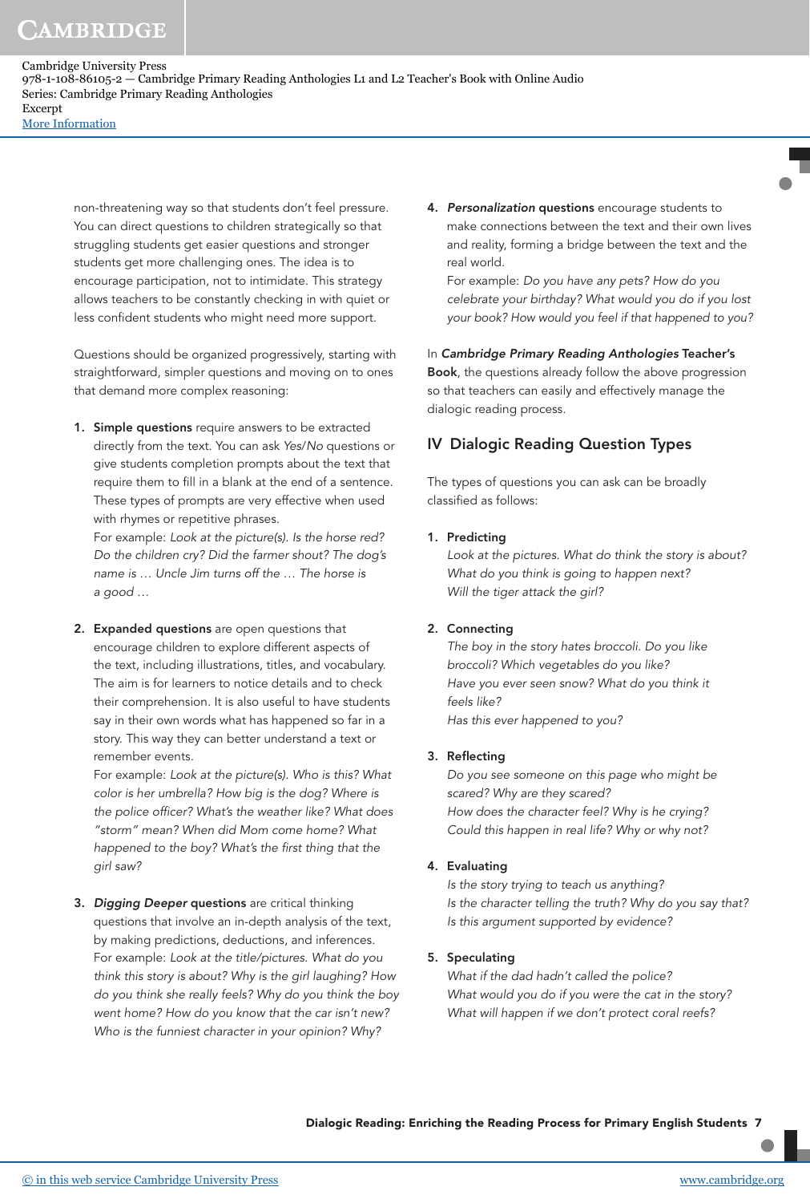non-threatening way so that students don't feel pressure. You can direct questions to children strategically so that struggling students get easier questions and stronger students get more challenging ones. The idea is to encourage participation, not to intimidate. This strategy allows teachers to be constantly checking in with quiet or less confident students who might need more support.

Questions should be organized progressively, starting with straightforward, simpler questions and moving on to ones that demand more complex reasoning:

1. **Simple questions** require answers to be extracted directly from the text. You can ask *Yes/No* questions or give students completion prompts about the text that require them to fill in a blank at the end of a sentence. These types of prompts are very effective when used with rhymes or repetitive phrases.
   For example: *Look at the picture(s). Is the horse red? Do the children cry? Did the farmer shout? The dog's name is … Uncle Jim turns off the … The horse is a good …*

2. **Expanded questions** are open questions that encourage children to explore different aspects of the text, including illustrations, titles, and vocabulary. The aim is for learners to notice details and to check their comprehension. It is also useful to have students say in their own words what has happened so far in a story. This way they can better understand a text or remember events.
   For example: *Look at the picture(s). Who is this? What color is her umbrella? How big is the dog? Where is the police officer? What's the weather like? What does "storm" mean? When did Mom come home? What happened to the boy? What's the first thing that the girl saw?*

3. ***Digging Deeper* questions** are critical thinking questions that involve an in-depth analysis of the text, by making predictions, deductions, and inferences.
   For example: *Look at the title/pictures. What do you think this story is about? Why is the girl laughing? How do you think she really feels? Why do you think the boy went home? How do you know that the car isn't new? Who is the funniest character in your opinion? Why?*

4. ***Personalization* questions** encourage students to make connections between the text and their own lives and reality, forming a bridge between the text and the real world.
   For example: *Do you have any pets? How do you celebrate your birthday? What would you do if you lost your book? How would you feel if that happened to you?*

In ***Cambridge Primary Reading Anthologies*** **Teacher's Book**, the questions already follow the above progression so that teachers can easily and effectively manage the dialogic reading process.

## IV Dialogic Reading Question Types

The types of questions you can ask can be broadly classified as follows:

1. **Predicting**
   *Look at the pictures. What do think the story is about?*
   *What do you think is going to happen next?*
   *Will the tiger attack the girl?*

2. **Connecting**
   *The boy in the story hates broccoli. Do you like broccoli? Which vegetables do you like?*
   *Have you ever seen snow? What do you think it feels like?*
   *Has this ever happened to you?*

3. **Reflecting**
   *Do you see someone on this page who might be scared? Why are they scared?*
   *How does the character feel? Why is he crying?*
   *Could this happen in real life? Why or why not?*

4. **Evaluating**
   *Is the story trying to teach us anything?*
   *Is the character telling the truth? Why do you say that?*
   *Is this argument supported by evidence?*

5. **Speculating**
   *What if the dad hadn't called the police?*
   *What would you do if you were the cat in the story?*
   *What will happen if we don't protect coral reefs?*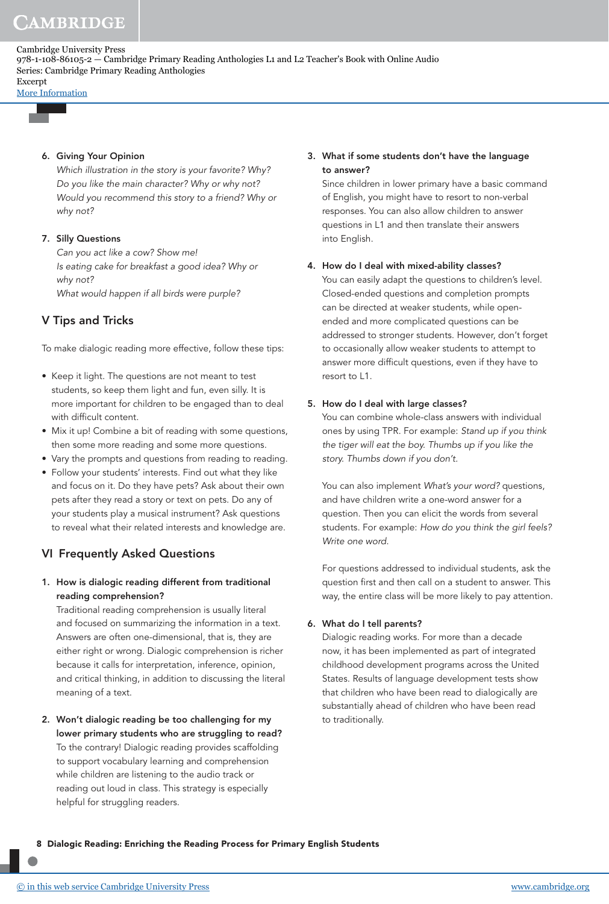6. **Giving Your Opinion**
   *Which illustration in the story is your favorite? Why?*
   *Do you like the main character? Why or why not?*
   *Would you recommend this story to a friend? Why or why not?*

7. **Silly Questions**
   *Can you act like a cow? Show me!*
   *Is eating cake for breakfast a good idea? Why or why not?*
   *What would happen if all birds were purple?*

## V Tips and Tricks

To make dialogic reading more effective, follow these tips:

- Keep it light. The questions are not meant to test students, so keep them light and fun, even silly. It is more important for children to be engaged than to deal with difficult content.
- Mix it up! Combine a bit of reading with some questions, then some more reading and some more questions.
- Vary the prompts and questions from reading to reading.
- Follow your students' interests. Find out what they like and focus on it. Do they have pets? Ask about their own pets after they read a story or text on pets. Do any of your students play a musical instrument? Ask questions to reveal what their related interests and knowledge are.

## VI Frequently Asked Questions

1. **How is dialogic reading different from traditional reading comprehension?**
   Traditional reading comprehension is usually literal and focused on summarizing the information in a text. Answers are often one-dimensional, that is, they are either right or wrong. Dialogic comprehension is richer because it calls for interpretation, inference, opinion, and critical thinking, in addition to discussing the literal meaning of a text.

2. **Won't dialogic reading be too challenging for my lower primary students who are struggling to read?**
   To the contrary! Dialogic reading provides scaffolding to support vocabulary learning and comprehension while children are listening to the audio track or reading out loud in class. This strategy is especially helpful for struggling readers.

3. **What if some students don't have the language to answer?**
   Since children in lower primary have a basic command of English, you might have to resort to non-verbal responses. You can also allow children to answer questions in L1 and then translate their answers into English.

4. **How do I deal with mixed-ability classes?**
   You can easily adapt the questions to children's level. Closed-ended questions and completion prompts can be directed at weaker students, while open-ended and more complicated questions can be addressed to stronger students. However, don't forget to occasionally allow weaker students to attempt to answer more difficult questions, even if they have to resort to L1.

5. **How do I deal with large classes?**
   You can combine whole-class answers with individual ones by using TPR. For example: *Stand up if you think the tiger will eat the boy. Thumbs up if you like the story. Thumbs down if you don't.*

   You can also implement *What's your word?* questions, and have children write a one-word answer for a question. Then you can elicit the words from several students. For example: *How do you think the girl feels? Write one word.*

   For questions addressed to individual students, ask the question first and then call on a student to answer. This way, the entire class will be more likely to pay attention.

6. **What do I tell parents?**
   Dialogic reading works. For more than a decade now, it has been implemented as part of integrated childhood development programs across the United States. Results of language development tests show that children who have been read to dialogically are substantially ahead of children who have been read to traditionally.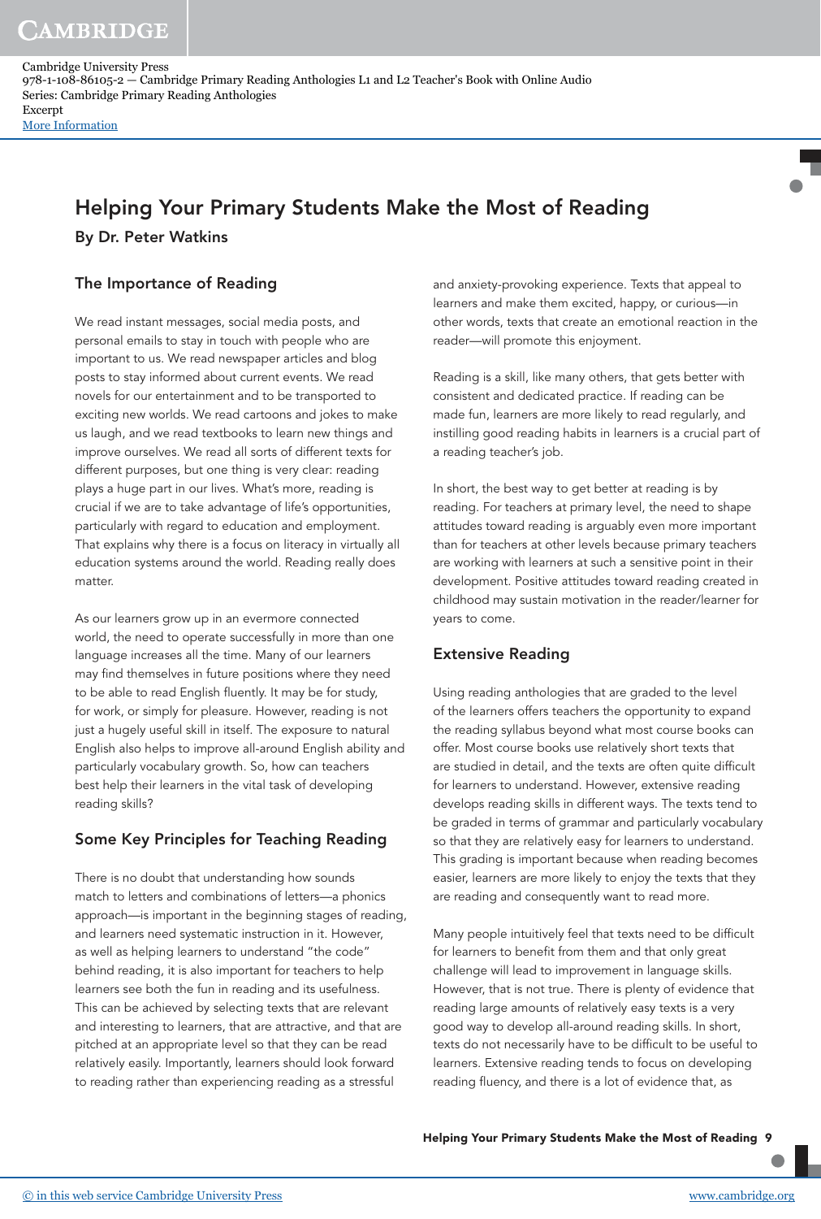# Helping Your Primary Students Make the Most of Reading

**By Dr. Peter Watkins**

## The Importance of Reading

We read instant messages, social media posts, and personal emails to stay in touch with people who are important to us. We read newspaper articles and blog posts to stay informed about current events. We read novels for our entertainment and to be transported to exciting new worlds. We read cartoons and jokes to make us laugh, and we read textbooks to learn new things and improve ourselves. We read all sorts of different texts for different purposes, but one thing is very clear: reading plays a huge part in our lives. What's more, reading is crucial if we are to take advantage of life's opportunities, particularly with regard to education and employment. That explains why there is a focus on literacy in virtually all education systems around the world. Reading really does matter.

As our learners grow up in an evermore connected world, the need to operate successfully in more than one language increases all the time. Many of our learners may find themselves in future positions where they need to be able to read English fluently. It may be for study, for work, or simply for pleasure. However, reading is not just a hugely useful skill in itself. The exposure to natural English also helps to improve all-around English ability and particularly vocabulary growth. So, how can teachers best help their learners in the vital task of developing reading skills?

## Some Key Principles for Teaching Reading

There is no doubt that understanding how sounds match to letters and combinations of letters—a phonics approach—is important in the beginning stages of reading, and learners need systematic instruction in it. However, as well as helping learners to understand "the code" behind reading, it is also important for teachers to help learners see both the fun in reading and its usefulness. This can be achieved by selecting texts that are relevant and interesting to learners, that are attractive, and that are pitched at an appropriate level so that they can be read relatively easily. Importantly, learners should look forward to reading rather than experiencing reading as a stressful and anxiety-provoking experience. Texts that appeal to learners and make them excited, happy, or curious—in other words, texts that create an emotional reaction in the reader—will promote this enjoyment.

Reading is a skill, like many others, that gets better with consistent and dedicated practice. If reading can be made fun, learners are more likely to read regularly, and instilling good reading habits in learners is a crucial part of a reading teacher's job.

In short, the best way to get better at reading is by reading. For teachers at primary level, the need to shape attitudes toward reading is arguably even more important than for teachers at other levels because primary teachers are working with learners at such a sensitive point in their development. Positive attitudes toward reading created in childhood may sustain motivation in the reader/learner for years to come.

## Extensive Reading

Using reading anthologies that are graded to the level of the learners offers teachers the opportunity to expand the reading syllabus beyond what most course books can offer. Most course books use relatively short texts that are studied in detail, and the texts are often quite difficult for learners to understand. However, extensive reading develops reading skills in different ways. The texts tend to be graded in terms of grammar and particularly vocabulary so that they are relatively easy for learners to understand. This grading is important because when reading becomes easier, learners are more likely to enjoy the texts that they are reading and consequently want to read more.

Many people intuitively feel that texts need to be difficult for learners to benefit from them and that only great challenge will lead to improvement in language skills. However, that is not true. There is plenty of evidence that reading large amounts of relatively easy texts is a very good way to develop all-around reading skills. In short, texts do not necessarily have to be difficult to be useful to learners. Extensive reading tends to focus on developing reading fluency, and there is a lot of evidence that, as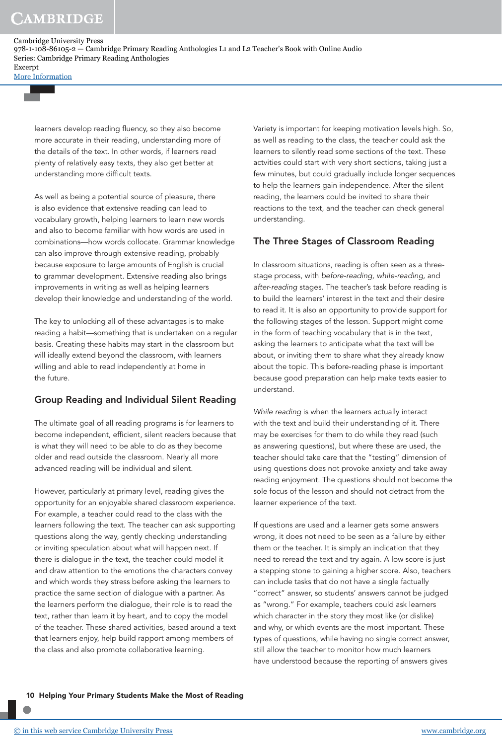learners develop reading fluency, so they also become more accurate in their reading, understanding more of the details of the text. In other words, if learners read plenty of relatively easy texts, they also get better at understanding more difficult texts.

As well as being a potential source of pleasure, there is also evidence that extensive reading can lead to vocabulary growth, helping learners to learn new words and also to become familiar with how words are used in combinations—how words collocate. Grammar knowledge can also improve through extensive reading, probably because exposure to large amounts of English is crucial to grammar development. Extensive reading also brings improvements in writing as well as helping learners develop their knowledge and understanding of the world.

The key to unlocking all of these advantages is to make reading a habit—something that is undertaken on a regular basis. Creating these habits may start in the classroom but will ideally extend beyond the classroom, with learners willing and able to read independently at home in the future.

## Group Reading and Individual Silent Reading

The ultimate goal of all reading programs is for learners to become independent, efficient, silent readers because that is what they will need to be able to do as they become older and read outside the classroom. Nearly all more advanced reading will be individual and silent.

However, particularly at primary level, reading gives the opportunity for an enjoyable shared classroom experience. For example, a teacher could read to the class with the learners following the text. The teacher can ask supporting questions along the way, gently checking understanding or inviting speculation about what will happen next. If there is dialogue in the text, the teacher could model it and draw attention to the emotions the characters convey and which words they stress before asking the learners to practice the same section of dialogue with a partner. As the learners perform the dialogue, their role is to read the text, rather than learn it by heart, and to copy the model of the teacher. These shared activities, based around a text that learners enjoy, help build rapport among members of the class and also promote collaborative learning.

Variety is important for keeping motivation levels high. So, as well as reading to the class, the teacher could ask the learners to silently read some sections of the text. These actvities could start with very short sections, taking just a few minutes, but could gradually include longer sequences to help the learners gain independence. After the silent reading, the learners could be invited to share their reactions to the text, and the teacher can check general understanding.

## The Three Stages of Classroom Reading

In classroom situations, reading is often seen as a three-stage process, with *before-reading*, *while-reading*, and *after-reading* stages. The teacher's task before reading is to build the learners' interest in the text and their desire to read it. It is also an opportunity to provide support for the following stages of the lesson. Support might come in the form of teaching vocabulary that is in the text, asking the learners to anticipate what the text will be about, or inviting them to share what they already know about the topic. This before-reading phase is important because good preparation can help make texts easier to understand.

*While reading* is when the learners actually interact with the text and build their understanding of it. There may be exercises for them to do while they read (such as answering questions), but where these are used, the teacher should take care that the "testing" dimension of using questions does not provoke anxiety and take away reading enjoyment. The questions should not become the sole focus of the lesson and should not detract from the learner experience of the text.

If questions are used and a learner gets some answers wrong, it does not need to be seen as a failure by either them or the teacher. It is simply an indication that they need to reread the text and try again. A low score is just a stepping stone to gaining a higher score. Also, teachers can include tasks that do not have a single factually "correct" answer, so students' answers cannot be judged as "wrong." For example, teachers could ask learners which character in the story they most like (or dislike) and why, or which events are the most important. These types of questions, while having no single correct answer, still allow the teacher to monitor how much learners have understood because the reporting of answers gives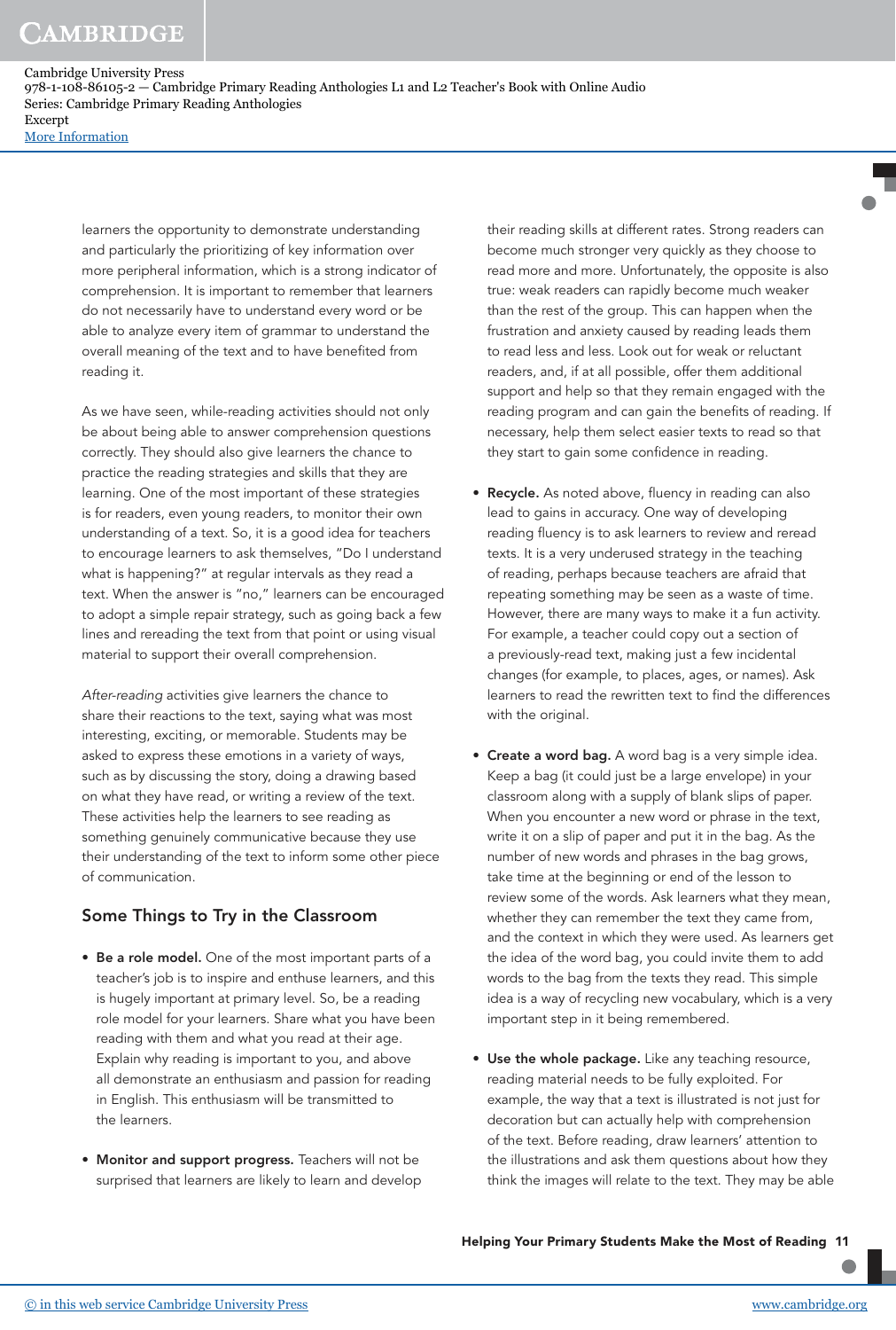learners the opportunity to demonstrate understanding and particularly the prioritizing of key information over more peripheral information, which is a strong indicator of comprehension. It is important to remember that learners do not necessarily have to understand every word or be able to analyze every item of grammar to understand the overall meaning of the text and to have benefited from reading it.

As we have seen, while-reading activities should not only be about being able to answer comprehension questions correctly. They should also give learners the chance to practice the reading strategies and skills that they are learning. One of the most important of these strategies is for readers, even young readers, to monitor their own understanding of a text. So, it is a good idea for teachers to encourage learners to ask themselves, "Do I understand what is happening?" at regular intervals as they read a text. When the answer is "no," learners can be encouraged to adopt a simple repair strategy, such as going back a few lines and rereading the text from that point or using visual material to support their overall comprehension.

*After-reading* activities give learners the chance to share their reactions to the text, saying what was most interesting, exciting, or memorable. Students may be asked to express these emotions in a variety of ways, such as by discussing the story, doing a drawing based on what they have read, or writing a review of the text. These activities help the learners to see reading as something genuinely communicative because they use their understanding of the text to inform some other piece of communication.

## Some Things to Try in the Classroom

- **Be a role model.** One of the most important parts of a teacher's job is to inspire and enthuse learners, and this is hugely important at primary level. So, be a reading role model for your learners. Share what you have been reading with them and what you read at their age. Explain why reading is important to you, and above all demonstrate an enthusiasm and passion for reading in English. This enthusiasm will be transmitted to the learners.

- **Monitor and support progress.** Teachers will not be surprised that learners are likely to learn and develop their reading skills at different rates. Strong readers can become much stronger very quickly as they choose to read more and more. Unfortunately, the opposite is also true: weak readers can rapidly become much weaker than the rest of the group. This can happen when the frustration and anxiety caused by reading leads them to read less and less. Look out for weak or reluctant readers, and, if at all possible, offer them additional support and help so that they remain engaged with the reading program and can gain the benefits of reading. If necessary, help them select easier texts to read so that they start to gain some confidence in reading.

- **Recycle.** As noted above, fluency in reading can also lead to gains in accuracy. One way of developing reading fluency is to ask learners to review and reread texts. It is a very underused strategy in the teaching of reading, perhaps because teachers are afraid that repeating something may be seen as a waste of time. However, there are many ways to make it a fun activity. For example, a teacher could copy out a section of a previously-read text, making just a few incidental changes (for example, to places, ages, or names). Ask learners to read the rewritten text to find the differences with the original.

- **Create a word bag.** A word bag is a very simple idea. Keep a bag (it could just be a large envelope) in your classroom along with a supply of blank slips of paper. When you encounter a new word or phrase in the text, write it on a slip of paper and put it in the bag. As the number of new words and phrases in the bag grows, take time at the beginning or end of the lesson to review some of the words. Ask learners what they mean, whether they can remember the text they came from, and the context in which they were used. As learners get the idea of the word bag, you could invite them to add words to the bag from the texts they read. This simple idea is a way of recycling new vocabulary, which is a very important step in it being remembered.

- **Use the whole package.** Like any teaching resource, reading material needs to be fully exploited. For example, the way that a text is illustrated is not just for decoration but can actually help with comprehension of the text. Before reading, draw learners' attention to the illustrations and ask them questions about how they think the images will relate to the text. They may be able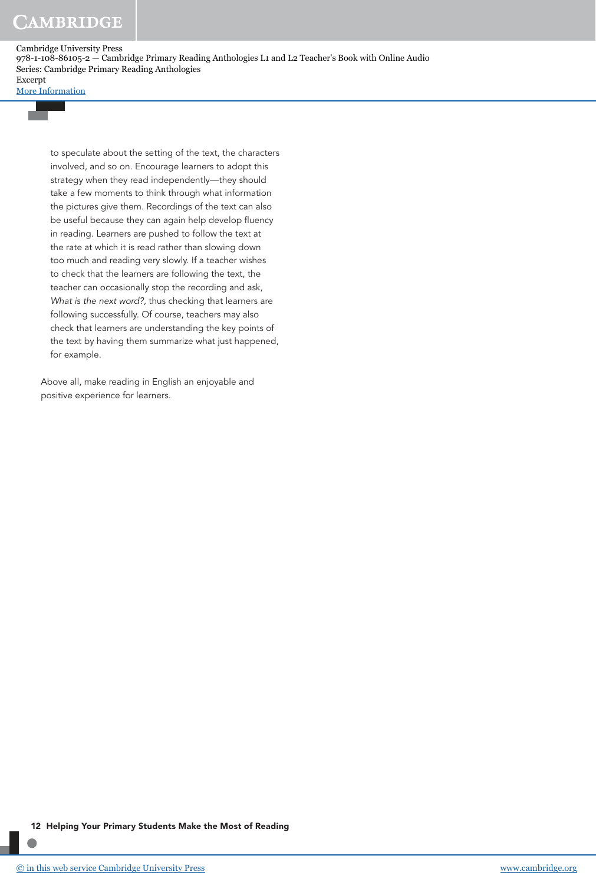to speculate about the setting of the text, the characters involved, and so on. Encourage learners to adopt this strategy when they read independently—they should take a few moments to think through what information the pictures give them. Recordings of the text can also be useful because they can again help develop fluency in reading. Learners are pushed to follow the text at the rate at which it is read rather than slowing down too much and reading very slowly. If a teacher wishes to check that the learners are following the text, the teacher can occasionally stop the recording and ask, *What is the next word?*, thus checking that learners are following successfully. Of course, teachers may also check that learners are understanding the key points of the text by having them summarize what just happened, for example.

Above all, make reading in English an enjoyable and positive experience for learners.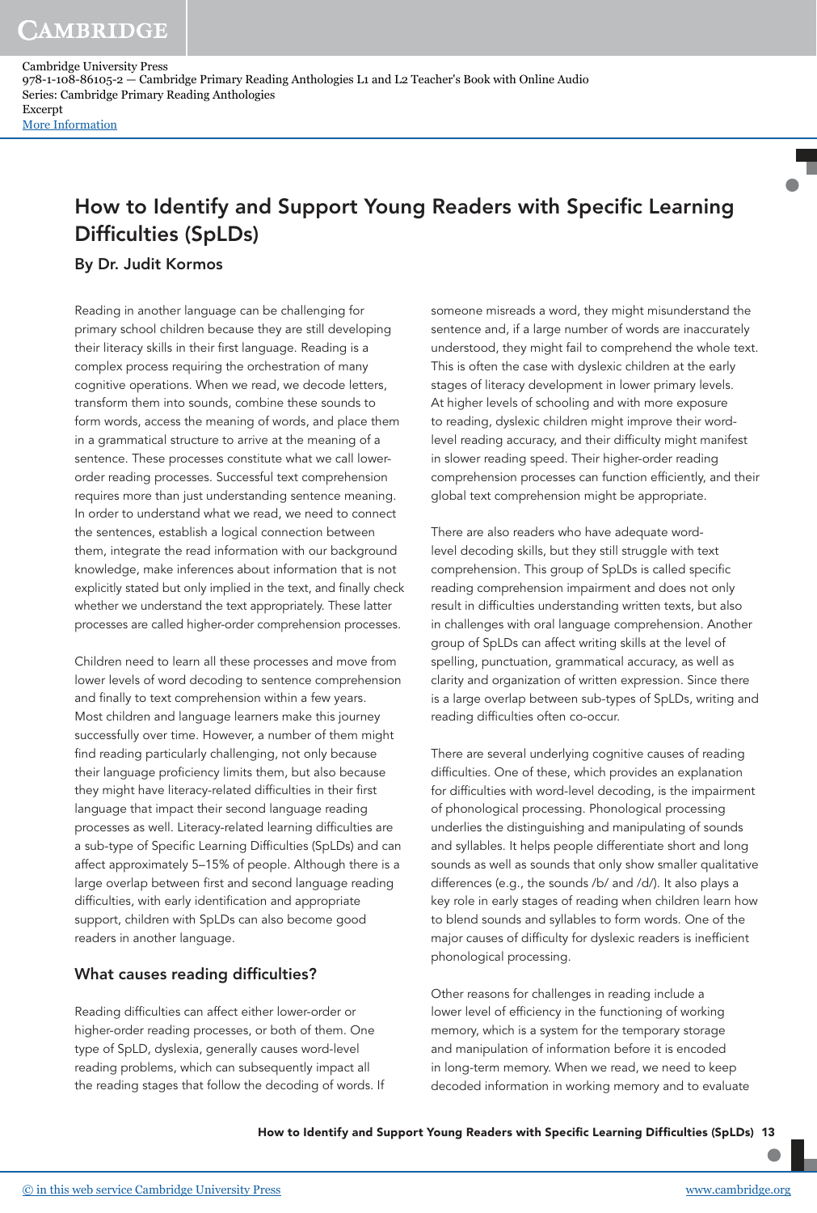# How to Identify and Support Young Readers with Specific Learning Difficulties (SpLDs)

### By Dr. Judit Kormos

Reading in another language can be challenging for primary school children because they are still developing their literacy skills in their first language. Reading is a complex process requiring the orchestration of many cognitive operations. When we read, we decode letters, transform them into sounds, combine these sounds to form words, access the meaning of words, and place them in a grammatical structure to arrive at the meaning of a sentence. These processes constitute what we call lower-order reading processes. Successful text comprehension requires more than just understanding sentence meaning. In order to understand what we read, we need to connect the sentences, establish a logical connection between them, integrate the read information with our background knowledge, make inferences about information that is not explicitly stated but only implied in the text, and finally check whether we understand the text appropriately. These latter processes are called higher-order comprehension processes.

Children need to learn all these processes and move from lower levels of word decoding to sentence comprehension and finally to text comprehension within a few years. Most children and language learners make this journey successfully over time. However, a number of them might find reading particularly challenging, not only because their language proficiency limits them, but also because they might have literacy-related difficulties in their first language that impact their second language reading processes as well. Literacy-related learning difficulties are a sub-type of Specific Learning Difficulties (SpLDs) and can affect approximately 5–15% of people. Although there is a large overlap between first and second language reading difficulties, with early identification and appropriate support, children with SpLDs can also become good readers in another language.

## What causes reading difficulties?

Reading difficulties can affect either lower-order or higher-order reading processes, or both of them. One type of SpLD, dyslexia, generally causes word-level reading problems, which can subsequently impact all the reading stages that follow the decoding of words. If someone misreads a word, they might misunderstand the sentence and, if a large number of words are inaccurately understood, they might fail to comprehend the whole text. This is often the case with dyslexic children at the early stages of literacy development in lower primary levels. At higher levels of schooling and with more exposure to reading, dyslexic children might improve their word-level reading accuracy, and their difficulty might manifest in slower reading speed. Their higher-order reading comprehension processes can function efficiently, and their global text comprehension might be appropriate.

There are also readers who have adequate word-level decoding skills, but they still struggle with text comprehension. This group of SpLDs is called specific reading comprehension impairment and does not only result in difficulties understanding written texts, but also in challenges with oral language comprehension. Another group of SpLDs can affect writing skills at the level of spelling, punctuation, grammatical accuracy, as well as clarity and organization of written expression. Since there is a large overlap between sub-types of SpLDs, writing and reading difficulties often co-occur.

There are several underlying cognitive causes of reading difficulties. One of these, which provides an explanation for difficulties with word-level decoding, is the impairment of phonological processing. Phonological processing underlies the distinguishing and manipulating of sounds and syllables. It helps people differentiate short and long sounds as well as sounds that only show smaller qualitative differences (e.g., the sounds /b/ and /d/). It also plays a key role in early stages of reading when children learn how to blend sounds and syllables to form words. One of the major causes of difficulty for dyslexic readers is inefficient phonological processing.

Other reasons for challenges in reading include a lower level of efficiency in the functioning of working memory, which is a system for the temporary storage and manipulation of information before it is encoded in long-term memory. When we read, we need to keep decoded information in working memory and to evaluate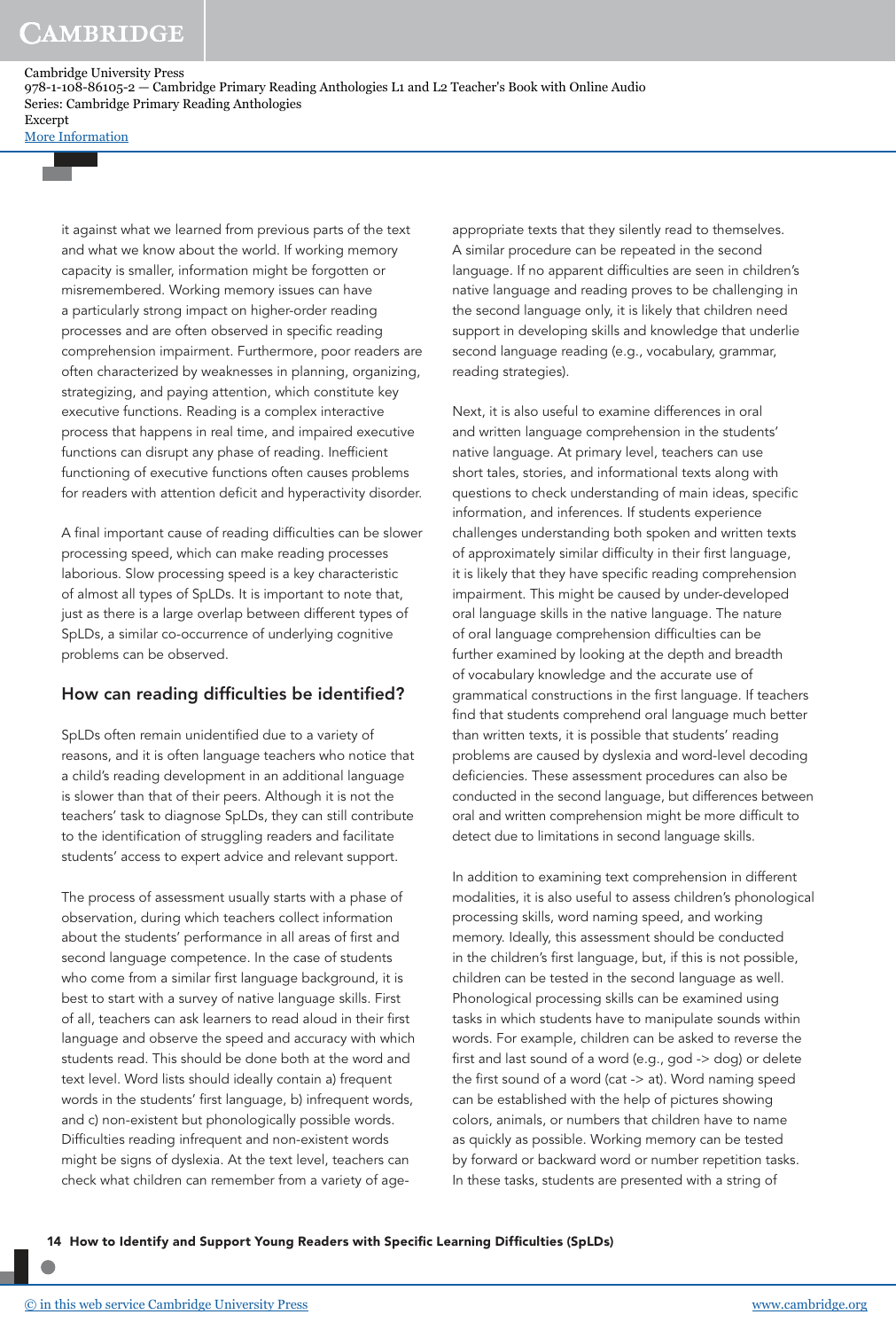it against what we learned from previous parts of the text and what we know about the world. If working memory capacity is smaller, information might be forgotten or misremembered. Working memory issues can have a particularly strong impact on higher-order reading processes and are often observed in specific reading comprehension impairment. Furthermore, poor readers are often characterized by weaknesses in planning, organizing, strategizing, and paying attention, which constitute key executive functions. Reading is a complex interactive process that happens in real time, and impaired executive functions can disrupt any phase of reading. Inefficient functioning of executive functions often causes problems for readers with attention deficit and hyperactivity disorder.

A final important cause of reading difficulties can be slower processing speed, which can make reading processes laborious. Slow processing speed is a key characteristic of almost all types of SpLDs. It is important to note that, just as there is a large overlap between different types of SpLDs, a similar co-occurrence of underlying cognitive problems can be observed.

## How can reading difficulties be identified?

SpLDs often remain unidentified due to a variety of reasons, and it is often language teachers who notice that a child's reading development in an additional language is slower than that of their peers. Although it is not the teachers' task to diagnose SpLDs, they can still contribute to the identification of struggling readers and facilitate students' access to expert advice and relevant support.

The process of assessment usually starts with a phase of observation, during which teachers collect information about the students' performance in all areas of first and second language competence. In the case of students who come from a similar first language background, it is best to start with a survey of native language skills. First of all, teachers can ask learners to read aloud in their first language and observe the speed and accuracy with which students read. This should be done both at the word and text level. Word lists should ideally contain a) frequent words in the students' first language, b) infrequent words, and c) non-existent but phonologically possible words. Difficulties reading infrequent and non-existent words might be signs of dyslexia. At the text level, teachers can check what children can remember from a variety of age-appropriate texts that they silently read to themselves. A similar procedure can be repeated in the second language. If no apparent difficulties are seen in children's native language and reading proves to be challenging in the second language only, it is likely that children need support in developing skills and knowledge that underlie second language reading (e.g., vocabulary, grammar, reading strategies).

Next, it is also useful to examine differences in oral and written language comprehension in the students' native language. At primary level, teachers can use short tales, stories, and informational texts along with questions to check understanding of main ideas, specific information, and inferences. If students experience challenges understanding both spoken and written texts of approximately similar difficulty in their first language, it is likely that they have specific reading comprehension impairment. This might be caused by under-developed oral language skills in the native language. The nature of oral language comprehension difficulties can be further examined by looking at the depth and breadth of vocabulary knowledge and the accurate use of grammatical constructions in the first language. If teachers find that students comprehend oral language much better than written texts, it is possible that students' reading problems are caused by dyslexia and word-level decoding deficiencies. These assessment procedures can also be conducted in the second language, but differences between oral and written comprehension might be more difficult to detect due to limitations in second language skills.

In addition to examining text comprehension in different modalities, it is also useful to assess children's phonological processing skills, word naming speed, and working memory. Ideally, this assessment should be conducted in the children's first language, but, if this is not possible, children can be tested in the second language as well. Phonological processing skills can be examined using tasks in which students have to manipulate sounds within words. For example, children can be asked to reverse the first and last sound of a word (e.g., god -> dog) or delete the first sound of a word (cat -> at). Word naming speed can be established with the help of pictures showing colors, animals, or numbers that children have to name as quickly as possible. Working memory can be tested by forward or backward word or number repetition tasks. In these tasks, students are presented with a string of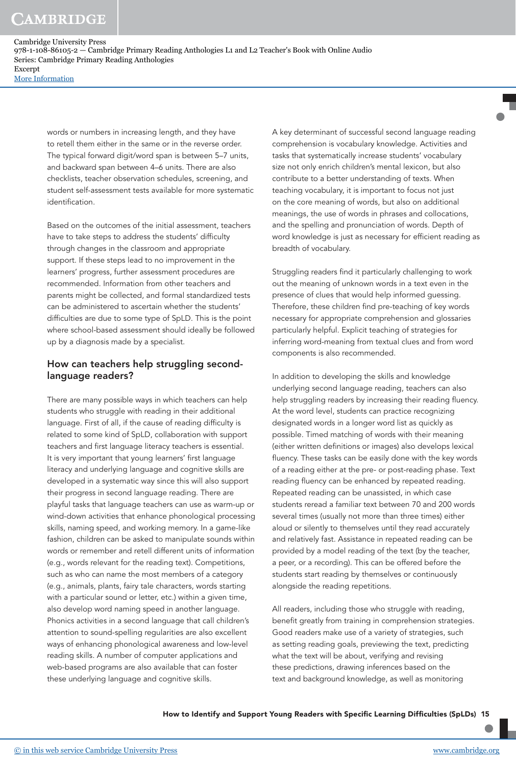words or numbers in increasing length, and they have to retell them either in the same or in the reverse order. The typical forward digit/word span is between 5–7 units, and backward span between 4–6 units. There are also checklists, teacher observation schedules, screening, and student self-assessment tests available for more systematic identification.

Based on the outcomes of the initial assessment, teachers have to take steps to address the students' difficulty through changes in the classroom and appropriate support. If these steps lead to no improvement in the learners' progress, further assessment procedures are recommended. Information from other teachers and parents might be collected, and formal standardized tests can be administered to ascertain whether the students' difficulties are due to some type of SpLD. This is the point where school-based assessment should ideally be followed up by a diagnosis made by a specialist.

## How can teachers help struggling second-language readers?

There are many possible ways in which teachers can help students who struggle with reading in their additional language. First of all, if the cause of reading difficulty is related to some kind of SpLD, collaboration with support teachers and first language literacy teachers is essential. It is very important that young learners' first language literacy and underlying language and cognitive skills are developed in a systematic way since this will also support their progress in second language reading. There are playful tasks that language teachers can use as warm-up or wind-down activities that enhance phonological processing skills, naming speed, and working memory. In a game-like fashion, children can be asked to manipulate sounds within words or remember and retell different units of information (e.g., words relevant for the reading text). Competitions, such as who can name the most members of a category (e.g., animals, plants, fairy tale characters, words starting with a particular sound or letter, etc.) within a given time, also develop word naming speed in another language. Phonics activities in a second language that call children's attention to sound-spelling regularities are also excellent ways of enhancing phonological awareness and low-level reading skills. A number of computer applications and web-based programs are also available that can foster these underlying language and cognitive skills.

A key determinant of successful second language reading comprehension is vocabulary knowledge. Activities and tasks that systematically increase students' vocabulary size not only enrich children's mental lexicon, but also contribute to a better understanding of texts. When teaching vocabulary, it is important to focus not just on the core meaning of words, but also on additional meanings, the use of words in phrases and collocations, and the spelling and pronunciation of words. Depth of word knowledge is just as necessary for efficient reading as breadth of vocabulary.

Struggling readers find it particularly challenging to work out the meaning of unknown words in a text even in the presence of clues that would help informed guessing. Therefore, these children find pre-teaching of key words necessary for appropriate comprehension and glossaries particularly helpful. Explicit teaching of strategies for inferring word-meaning from textual clues and from word components is also recommended.

In addition to developing the skills and knowledge underlying second language reading, teachers can also help struggling readers by increasing their reading fluency. At the word level, students can practice recognizing designated words in a longer word list as quickly as possible. Timed matching of words with their meaning (either written definitions or images) also develops lexical fluency. These tasks can be easily done with the key words of a reading either at the pre- or post-reading phase. Text reading fluency can be enhanced by repeated reading. Repeated reading can be unassisted, in which case students reread a familiar text between 70 and 200 words several times (usually not more than three times) either aloud or silently to themselves until they read accurately and relatively fast. Assistance in repeated reading can be provided by a model reading of the text (by the teacher, a peer, or a recording). This can be offered before the students start reading by themselves or continuously alongside the reading repetitions.

All readers, including those who struggle with reading, benefit greatly from training in comprehension strategies. Good readers make use of a variety of strategies, such as setting reading goals, previewing the text, predicting what the text will be about, verifying and revising these predictions, drawing inferences based on the text and background knowledge, as well as monitoring